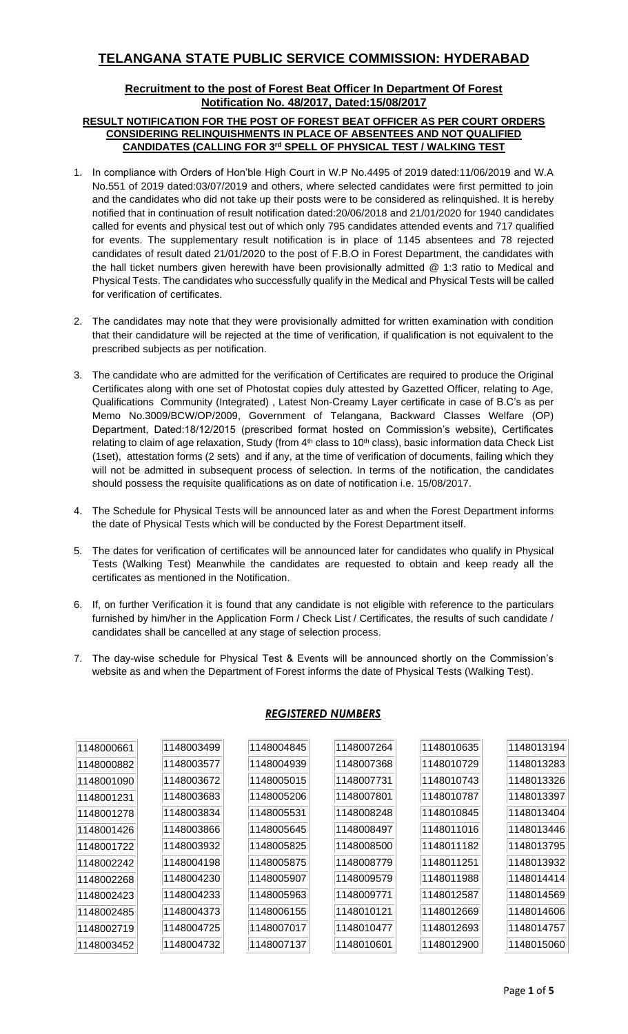# TELANGANA STATE PUBLIC SERVICE COMMISSION: HYDERABAD

**Recruitment to the post of Forest Beat Officer In Department Of Forest**
**Notification No. 48/2017, Dated:15/08/2017**

**RESULT NOTIFICATION FOR THE POST OF FOREST BEAT OFFICER AS PER COURT ORDERS CONSIDERING RELINQUISHMENTS IN PLACE OF ABSENTEES AND NOT QUALIFIED CANDIDATES (CALLING FOR 3rd SPELL OF PHYSICAL TEST / WALKING TEST**

1. In compliance with Orders of Hon'ble High Court in W.P No.4495 of 2019 dated:11/06/2019 and W.A No.551 of 2019 dated:03/07/2019 and others, where selected candidates were first permitted to join and the candidates who did not take up their posts were to be considered as relinquished. It is hereby notified that in continuation of result notification dated:20/06/2018 and 21/01/2020 for 1940 candidates called for events and physical test out of which only 795 candidates attended events and 717 qualified for events. The supplementary result notification is in place of 1145 absentees and 78 rejected candidates of result dated 21/01/2020 to the post of F.B.O in Forest Department, the candidates with the hall ticket numbers given herewith have been provisionally admitted @ 1:3 ratio to Medical and Physical Tests. The candidates who successfully qualify in the Medical and Physical Tests will be called for verification of certificates.

2. The candidates may note that they were provisionally admitted for written examination with condition that their candidature will be rejected at the time of verification, if qualification is not equivalent to the prescribed subjects as per notification.

3. The candidate who are admitted for the verification of Certificates are required to produce the Original Certificates along with one set of Photostat copies duly attested by Gazetted Officer, relating to Age, Qualifications Community (Integrated) , Latest Non-Creamy Layer certificate in case of B.C's as per Memo No.3009/BCW/OP/2009, Government of Telangana, Backward Classes Welfare (OP) Department, Dated:18/12/2015 (prescribed format hosted on Commission's website), Certificates relating to claim of age relaxation, Study (from 4th class to 10th class), basic information data Check List (1set), attestation forms (2 sets) and if any, at the time of verification of documents, failing which they will not be admitted in subsequent process of selection. In terms of the notification, the candidates should possess the requisite qualifications as on date of notification i.e. 15/08/2017.

4. The Schedule for Physical Tests will be announced later as and when the Forest Department informs the date of Physical Tests which will be conducted by the Forest Department itself.

5. The dates for verification of certificates will be announced later for candidates who qualify in Physical Tests (Walking Test) Meanwhile the candidates are requested to obtain and keep ready all the certificates as mentioned in the Notification.

6. If, on further Verification it is found that any candidate is not eligible with reference to the particulars furnished by him/her in the Application Form / Check List / Certificates, the results of such candidate / candidates shall be cancelled at any stage of selection process.

7. The day-wise schedule for Physical Test & Events will be announced shortly on the Commission's website as and when the Department of Forest informs the date of Physical Tests (Walking Test).

***REGISTERED NUMBERS***

| | | | | | |
|---|---|---|---|---|---|
| 1148000661 | 1148003499 | 1148004845 | 1148007264 | 1148010635 | 1148013194 |
| 1148000882 | 1148003577 | 1148004939 | 1148007368 | 1148010729 | 1148013283 |
| 1148001090 | 1148003672 | 1148005015 | 1148007731 | 1148010743 | 1148013326 |
| 1148001231 | 1148003683 | 1148005206 | 1148007801 | 1148010787 | 1148013397 |
| 1148001278 | 1148003834 | 1148005531 | 1148008248 | 1148010845 | 1148013404 |
| 1148001426 | 1148003866 | 1148005645 | 1148008497 | 1148011016 | 1148013446 |
| 1148001722 | 1148003932 | 1148005825 | 1148008500 | 1148011182 | 1148013795 |
| 1148002242 | 1148004198 | 1148005875 | 1148008779 | 1148011251 | 1148013932 |
| 1148002268 | 1148004230 | 1148005907 | 1148009579 | 1148011988 | 1148014414 |
| 1148002423 | 1148004233 | 1148005963 | 1148009771 | 1148012587 | 1148014569 |
| 1148002485 | 1148004373 | 1148006155 | 1148010121 | 1148012669 | 1148014606 |
| 1148002719 | 1148004725 | 1148007017 | 1148010477 | 1148012693 | 1148014757 |
| 1148003452 | 1148004732 | 1148007137 | 1148010601 | 1148012900 | 1148015060 |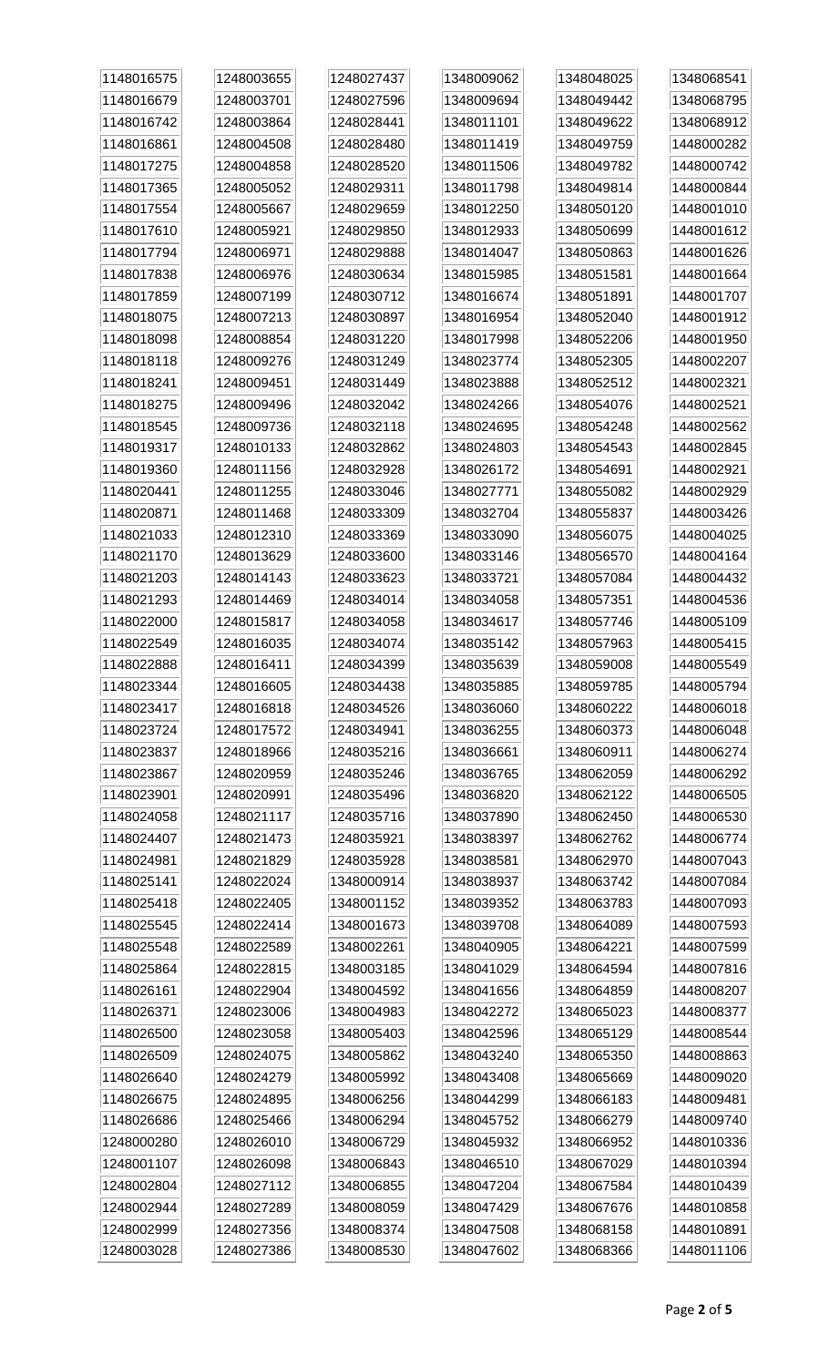| | | | | | |
|---|---|---|---|---|---|
| 1148016575 | 1248003655 | 1248027437 | 1348009062 | 1348048025 | 1348068541 |
| 1148016679 | 1248003701 | 1248027596 | 1348009694 | 1348049442 | 1348068795 |
| 1148016742 | 1248003864 | 1248028441 | 1348011101 | 1348049622 | 1348068912 |
| 1148016861 | 1248004508 | 1248028480 | 1348011419 | 1348049759 | 1448000282 |
| 1148017275 | 1248004858 | 1248028520 | 1348011506 | 1348049782 | 1448000742 |
| 1148017365 | 1248005052 | 1248029311 | 1348011798 | 1348049814 | 1448000844 |
| 1148017554 | 1248005667 | 1248029659 | 1348012250 | 1348050120 | 1448001010 |
| 1148017610 | 1248005921 | 1248029850 | 1348012933 | 1348050699 | 1448001612 |
| 1148017794 | 1248006971 | 1248029888 | 1348014047 | 1348050863 | 1448001626 |
| 1148017838 | 1248006976 | 1248030634 | 1348015985 | 1348051581 | 1448001664 |
| 1148017859 | 1248007199 | 1248030712 | 1348016674 | 1348051891 | 1448001707 |
| 1148018075 | 1248007213 | 1248030897 | 1348016954 | 1348052040 | 1448001912 |
| 1148018098 | 1248008854 | 1248031220 | 1348017998 | 1348052206 | 1448001950 |
| 1148018118 | 1248009276 | 1248031249 | 1348023774 | 1348052305 | 1448002207 |
| 1148018241 | 1248009451 | 1248031449 | 1348023888 | 1348052512 | 1448002321 |
| 1148018275 | 1248009496 | 1248032042 | 1348024266 | 1348054076 | 1448002521 |
| 1148018545 | 1248009736 | 1248032118 | 1348024695 | 1348054248 | 1448002562 |
| 1148019317 | 1248010133 | 1248032862 | 1348024803 | 1348054543 | 1448002845 |
| 1148019360 | 1248011156 | 1248032928 | 1348026172 | 1348054691 | 1448002921 |
| 1148020441 | 1248011255 | 1248033046 | 1348027771 | 1348055082 | 1448002929 |
| 1148020871 | 1248011468 | 1248033309 | 1348032704 | 1348055837 | 1448003426 |
| 1148021033 | 1248012310 | 1248033369 | 1348033090 | 1348056075 | 1448004025 |
| 1148021170 | 1248013629 | 1248033600 | 1348033146 | 1348056570 | 1448004164 |
| 1148021203 | 1248014143 | 1248033623 | 1348033721 | 1348057084 | 1448004432 |
| 1148021293 | 1248014469 | 1248034014 | 1348034058 | 1348057351 | 1448004536 |
| 1148022000 | 1248015817 | 1248034058 | 1348034617 | 1348057746 | 1448005109 |
| 1148022549 | 1248016035 | 1248034074 | 1348035142 | 1348057963 | 1448005415 |
| 1148022888 | 1248016411 | 1248034399 | 1348035639 | 1348059008 | 1448005549 |
| 1148023344 | 1248016605 | 1248034438 | 1348035885 | 1348059785 | 1448005794 |
| 1148023417 | 1248016818 | 1248034526 | 1348036060 | 1348060222 | 1448006018 |
| 1148023724 | 1248017572 | 1248034941 | 1348036255 | 1348060373 | 1448006048 |
| 1148023837 | 1248018966 | 1248035216 | 1348036661 | 1348060911 | 1448006274 |
| 1148023867 | 1248020959 | 1248035246 | 1348036765 | 1348062059 | 1448006292 |
| 1148023901 | 1248020991 | 1248035496 | 1348036820 | 1348062122 | 1448006505 |
| 1148024058 | 1248021117 | 1248035716 | 1348037890 | 1348062450 | 1448006530 |
| 1148024407 | 1248021473 | 1248035921 | 1348038397 | 1348062762 | 1448006774 |
| 1148024981 | 1248021829 | 1248035928 | 1348038581 | 1348062970 | 1448007043 |
| 1148025141 | 1248022024 | 1348000914 | 1348038937 | 1348063742 | 1448007084 |
| 1148025418 | 1248022405 | 1348001152 | 1348039352 | 1348063783 | 1448007093 |
| 1148025545 | 1248022414 | 1348001673 | 1348039708 | 1348064089 | 1448007593 |
| 1148025548 | 1248022589 | 1348002261 | 1348040905 | 1348064221 | 1448007599 |
| 1148025864 | 1248022815 | 1348003185 | 1348041029 | 1348064594 | 1448007816 |
| 1148026161 | 1248022904 | 1348004592 | 1348041656 | 1348064859 | 1448008207 |
| 1148026371 | 1248023006 | 1348004983 | 1348042272 | 1348065023 | 1448008377 |
| 1148026500 | 1248023058 | 1348005403 | 1348042596 | 1348065129 | 1448008544 |
| 1148026509 | 1248024075 | 1348005862 | 1348043240 | 1348065350 | 1448008863 |
| 1148026640 | 1248024279 | 1348005992 | 1348043408 | 1348065669 | 1448009020 |
| 1148026675 | 1248024895 | 1348006256 | 1348044299 | 1348066183 | 1448009481 |
| 1148026686 | 1248025466 | 1348006294 | 1348045752 | 1348066279 | 1448009740 |
| 1248000280 | 1248026010 | 1348006729 | 1348045932 | 1348066952 | 1448010336 |
| 1248001107 | 1248026098 | 1348006843 | 1348046510 | 1348067029 | 1448010394 |
| 1248002804 | 1248027112 | 1348006855 | 1348047204 | 1348067584 | 1448010439 |
| 1248002944 | 1248027289 | 1348008059 | 1348047429 | 1348067676 | 1448010858 |
| 1248002999 | 1248027356 | 1348008374 | 1348047508 | 1348068158 | 1448010891 |
| 1248003028 | 1248027386 | 1348008530 | 1348047602 | 1348068366 | 1448011106 |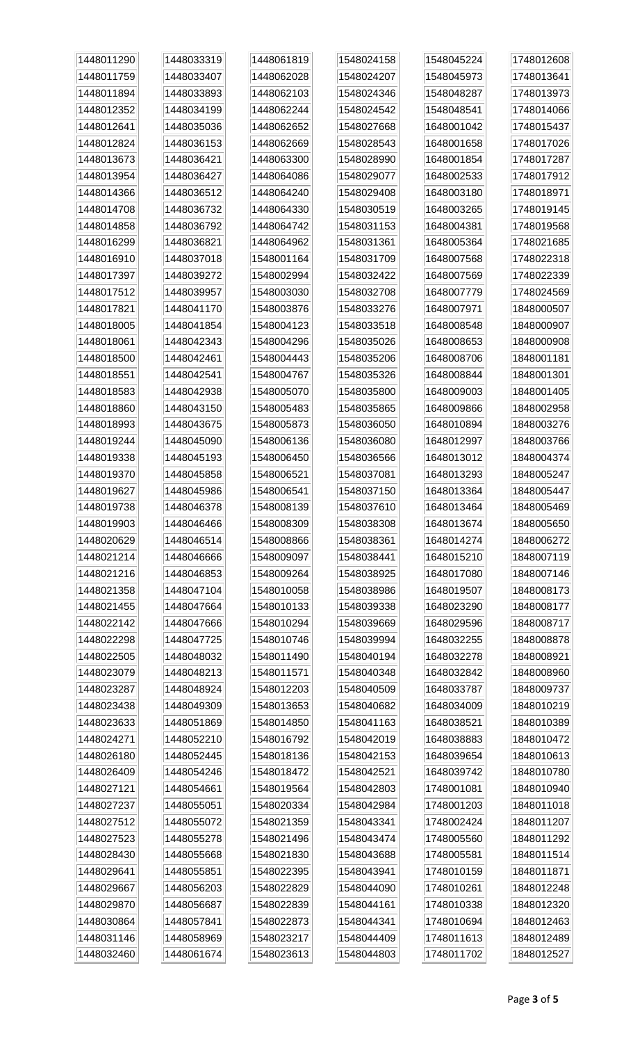| 1448011290 | 1448033319 | 1448061819 | 1548024158 | 1548045224 | 1748012608 |
|---|---|---|---|---|---|
| 1448011759 | 1448033407 | 1448062028 | 1548024207 | 1548045973 | 1748013641 |
| 1448011894 | 1448033893 | 1448062103 | 1548024346 | 1548048287 | 1748013973 |
| 1448012352 | 1448034199 | 1448062244 | 1548024542 | 1548048541 | 1748014066 |
| 1448012641 | 1448035036 | 1448062652 | 1548027668 | 1648001042 | 1748015437 |
| 1448012824 | 1448036153 | 1448062669 | 1548028543 | 1648001658 | 1748017026 |
| 1448013673 | 1448036421 | 1448063300 | 1548028990 | 1648001854 | 1748017287 |
| 1448013954 | 1448036427 | 1448064086 | 1548029077 | 1648002533 | 1748017912 |
| 1448014366 | 1448036512 | 1448064240 | 1548029408 | 1648003180 | 1748018971 |
| 1448014708 | 1448036732 | 1448064330 | 1548030519 | 1648003265 | 1748019145 |
| 1448014858 | 1448036792 | 1448064742 | 1548031153 | 1648004381 | 1748019568 |
| 1448016299 | 1448036821 | 1448064962 | 1548031361 | 1648005364 | 1748021685 |
| 1448016910 | 1448037018 | 1548001164 | 1548031709 | 1648007568 | 1748022318 |
| 1448017397 | 1448039272 | 1548002994 | 1548032422 | 1648007569 | 1748022339 |
| 1448017512 | 1448039957 | 1548003030 | 1548032708 | 1648007779 | 1748024569 |
| 1448017821 | 1448041170 | 1548003876 | 1548033276 | 1648007971 | 1848000507 |
| 1448018005 | 1448041854 | 1548004123 | 1548033518 | 1648008548 | 1848000907 |
| 1448018061 | 1448042343 | 1548004296 | 1548035026 | 1648008653 | 1848000908 |
| 1448018500 | 1448042461 | 1548004443 | 1548035206 | 1648008706 | 1848001181 |
| 1448018551 | 1448042541 | 1548004767 | 1548035326 | 1648008844 | 1848001301 |
| 1448018583 | 1448042938 | 1548005070 | 1548035800 | 1648009003 | 1848001405 |
| 1448018860 | 1448043150 | 1548005483 | 1548035865 | 1648009866 | 1848002958 |
| 1448018993 | 1448043675 | 1548005873 | 1548036050 | 1648010894 | 1848003276 |
| 1448019244 | 1448045090 | 1548006136 | 1548036080 | 1648012997 | 1848003766 |
| 1448019338 | 1448045193 | 1548006450 | 1548036566 | 1648013012 | 1848004374 |
| 1448019370 | 1448045858 | 1548006521 | 1548037081 | 1648013293 | 1848005247 |
| 1448019627 | 1448045986 | 1548006541 | 1548037150 | 1648013364 | 1848005447 |
| 1448019738 | 1448046378 | 1548008139 | 1548037610 | 1648013464 | 1848005469 |
| 1448019903 | 1448046466 | 1548008309 | 1548038308 | 1648013674 | 1848005650 |
| 1448020629 | 1448046514 | 1548008866 | 1548038361 | 1648014274 | 1848006272 |
| 1448021214 | 1448046666 | 1548009097 | 1548038441 | 1648015210 | 1848007119 |
| 1448021216 | 1448046853 | 1548009264 | 1548038925 | 1648017080 | 1848007146 |
| 1448021358 | 1448047104 | 1548010058 | 1548038986 | 1648019507 | 1848008173 |
| 1448021455 | 1448047664 | 1548010133 | 1548039338 | 1648023290 | 1848008177 |
| 1448022142 | 1448047666 | 1548010294 | 1548039669 | 1648029596 | 1848008717 |
| 1448022298 | 1448047725 | 1548010746 | 1548039994 | 1648032255 | 1848008878 |
| 1448022505 | 1448048032 | 1548011490 | 1548040194 | 1648032278 | 1848008921 |
| 1448023079 | 1448048213 | 1548011571 | 1548040348 | 1648032842 | 1848008960 |
| 1448023287 | 1448048924 | 1548012203 | 1548040509 | 1648033787 | 1848009737 |
| 1448023438 | 1448049309 | 1548013653 | 1548040682 | 1648034009 | 1848010219 |
| 1448023633 | 1448051869 | 1548014850 | 1548041163 | 1648038521 | 1848010389 |
| 1448024271 | 1448052210 | 1548016792 | 1548042019 | 1648038883 | 1848010472 |
| 1448026180 | 1448052445 | 1548018136 | 1548042153 | 1648039654 | 1848010613 |
| 1448026409 | 1448054246 | 1548018472 | 1548042521 | 1648039742 | 1848010780 |
| 1448027121 | 1448054661 | 1548019564 | 1548042803 | 1748001081 | 1848010940 |
| 1448027237 | 1448055051 | 1548020334 | 1548042984 | 1748001203 | 1848011018 |
| 1448027512 | 1448055072 | 1548021359 | 1548043341 | 1748002424 | 1848011207 |
| 1448027523 | 1448055278 | 1548021496 | 1548043474 | 1748005560 | 1848011292 |
| 1448028430 | 1448055668 | 1548021830 | 1548043688 | 1748005581 | 1848011514 |
| 1448029641 | 1448055851 | 1548022395 | 1548043941 | 1748010159 | 1848011871 |
| 1448029667 | 1448056203 | 1548022829 | 1548044090 | 1748010261 | 1848012248 |
| 1448029870 | 1448056687 | 1548022839 | 1548044161 | 1748010338 | 1848012320 |
| 1448030864 | 1448057841 | 1548022873 | 1548044341 | 1748010694 | 1848012463 |
| 1448031146 | 1448058969 | 1548023217 | 1548044409 | 1748011613 | 1848012489 |
| 1448032460 | 1448061674 | 1548023613 | 1548044803 | 1748011702 | 1848012527 |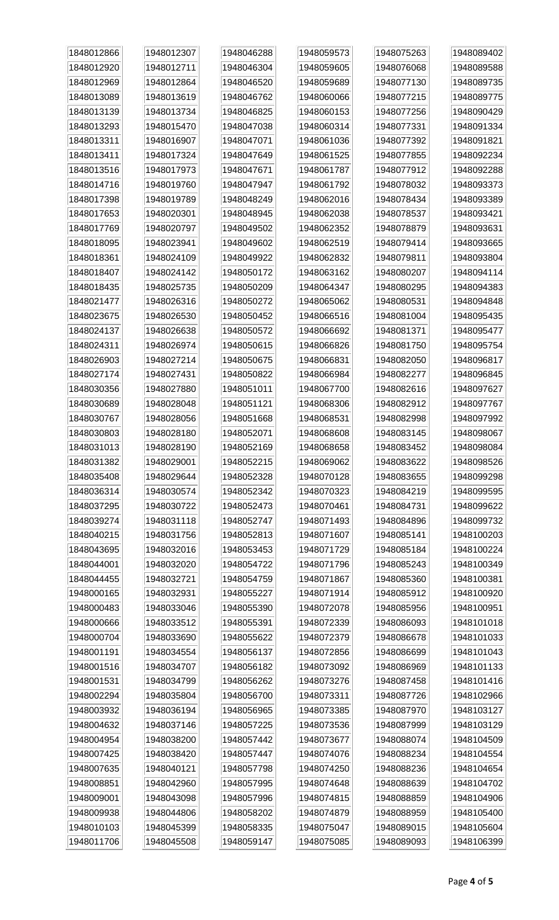| | | | | | |
|---|---|---|---|---|---|
| 1848012866 | 1948012307 | 1948046288 | 1948059573 | 1948075263 | 1948089402 |
| 1848012920 | 1948012711 | 1948046304 | 1948059605 | 1948076068 | 1948089588 |
| 1848012969 | 1948012864 | 1948046520 | 1948059689 | 1948077130 | 1948089735 |
| 1848013089 | 1948013619 | 1948046762 | 1948060066 | 1948077215 | 1948089775 |
| 1848013139 | 1948013734 | 1948046825 | 1948060153 | 1948077256 | 1948090429 |
| 1848013293 | 1948015470 | 1948047038 | 1948060314 | 1948077331 | 1948091334 |
| 1848013311 | 1948016907 | 1948047071 | 1948061036 | 1948077392 | 1948091821 |
| 1848013411 | 1948017324 | 1948047649 | 1948061525 | 1948077855 | 1948092234 |
| 1848013516 | 1948017973 | 1948047671 | 1948061787 | 1948077912 | 1948092288 |
| 1848014716 | 1948019760 | 1948047947 | 1948061792 | 1948078032 | 1948093373 |
| 1848017398 | 1948019789 | 1948048249 | 1948062016 | 1948078434 | 1948093389 |
| 1848017653 | 1948020301 | 1948048945 | 1948062038 | 1948078537 | 1948093421 |
| 1848017769 | 1948020797 | 1948049502 | 1948062352 | 1948078879 | 1948093631 |
| 1848018095 | 1948023941 | 1948049602 | 1948062519 | 1948079414 | 1948093665 |
| 1848018361 | 1948024109 | 1948049922 | 1948062832 | 1948079811 | 1948093804 |
| 1848018407 | 1948024142 | 1948050172 | 1948063162 | 1948080207 | 1948094114 |
| 1848018435 | 1948025735 | 1948050209 | 1948064347 | 1948080295 | 1948094383 |
| 1848021477 | 1948026316 | 1948050272 | 1948065062 | 1948080531 | 1948094848 |
| 1848023675 | 1948026530 | 1948050452 | 1948066516 | 1948081004 | 1948095435 |
| 1848024137 | 1948026638 | 1948050572 | 1948066692 | 1948081371 | 1948095477 |
| 1848024311 | 1948026974 | 1948050615 | 1948066826 | 1948081750 | 1948095754 |
| 1848026903 | 1948027214 | 1948050675 | 1948066831 | 1948082050 | 1948096817 |
| 1848027174 | 1948027431 | 1948050822 | 1948066984 | 1948082277 | 1948096845 |
| 1848030356 | 1948027880 | 1948051011 | 1948067700 | 1948082616 | 1948097627 |
| 1848030689 | 1948028048 | 1948051121 | 1948068306 | 1948082912 | 1948097767 |
| 1848030767 | 1948028056 | 1948051668 | 1948068531 | 1948082998 | 1948097992 |
| 1848030803 | 1948028180 | 1948052071 | 1948068608 | 1948083145 | 1948098067 |
| 1848031013 | 1948028190 | 1948052169 | 1948068658 | 1948083452 | 1948098084 |
| 1848031382 | 1948029001 | 1948052215 | 1948069062 | 1948083622 | 1948098526 |
| 1848035408 | 1948029644 | 1948052328 | 1948070128 | 1948083655 | 1948099298 |
| 1848036314 | 1948030574 | 1948052342 | 1948070323 | 1948084219 | 1948099595 |
| 1848037295 | 1948030722 | 1948052473 | 1948070461 | 1948084731 | 1948099622 |
| 1848039274 | 1948031118 | 1948052747 | 1948071493 | 1948084896 | 1948099732 |
| 1848040215 | 1948031756 | 1948052813 | 1948071607 | 1948085141 | 1948100203 |
| 1848043695 | 1948032016 | 1948053453 | 1948071729 | 1948085184 | 1948100224 |
| 1848044001 | 1948032020 | 1948054722 | 1948071796 | 1948085243 | 1948100349 |
| 1848044455 | 1948032721 | 1948054759 | 1948071867 | 1948085360 | 1948100381 |
| 1948000165 | 1948032931 | 1948055227 | 1948071914 | 1948085912 | 1948100920 |
| 1948000483 | 1948033046 | 1948055390 | 1948072078 | 1948085956 | 1948100951 |
| 1948000666 | 1948033512 | 1948055391 | 1948072339 | 1948086093 | 1948101018 |
| 1948000704 | 1948033690 | 1948055622 | 1948072379 | 1948086678 | 1948101033 |
| 1948001191 | 1948034554 | 1948056137 | 1948072856 | 1948086699 | 1948101043 |
| 1948001516 | 1948034707 | 1948056182 | 1948073092 | 1948086969 | 1948101133 |
| 1948001531 | 1948034799 | 1948056262 | 1948073276 | 1948087458 | 1948101416 |
| 1948002294 | 1948035804 | 1948056700 | 1948073311 | 1948087726 | 1948102966 |
| 1948003932 | 1948036194 | 1948056965 | 1948073385 | 1948087970 | 1948103127 |
| 1948004632 | 1948037146 | 1948057225 | 1948073536 | 1948087999 | 1948103129 |
| 1948004954 | 1948038200 | 1948057442 | 1948073677 | 1948088074 | 1948104509 |
| 1948007425 | 1948038420 | 1948057447 | 1948074076 | 1948088234 | 1948104554 |
| 1948007635 | 1948040121 | 1948057798 | 1948074250 | 1948088236 | 1948104654 |
| 1948008851 | 1948042960 | 1948057995 | 1948074648 | 1948088639 | 1948104702 |
| 1948009001 | 1948043098 | 1948057996 | 1948074815 | 1948088859 | 1948104906 |
| 1948009938 | 1948044806 | 1948058202 | 1948074879 | 1948088959 | 1948105400 |
| 1948010103 | 1948045399 | 1948058335 | 1948075047 | 1948089015 | 1948105604 |
| 1948011706 | 1948045508 | 1948059147 | 1948075085 | 1948089093 | 1948106399 |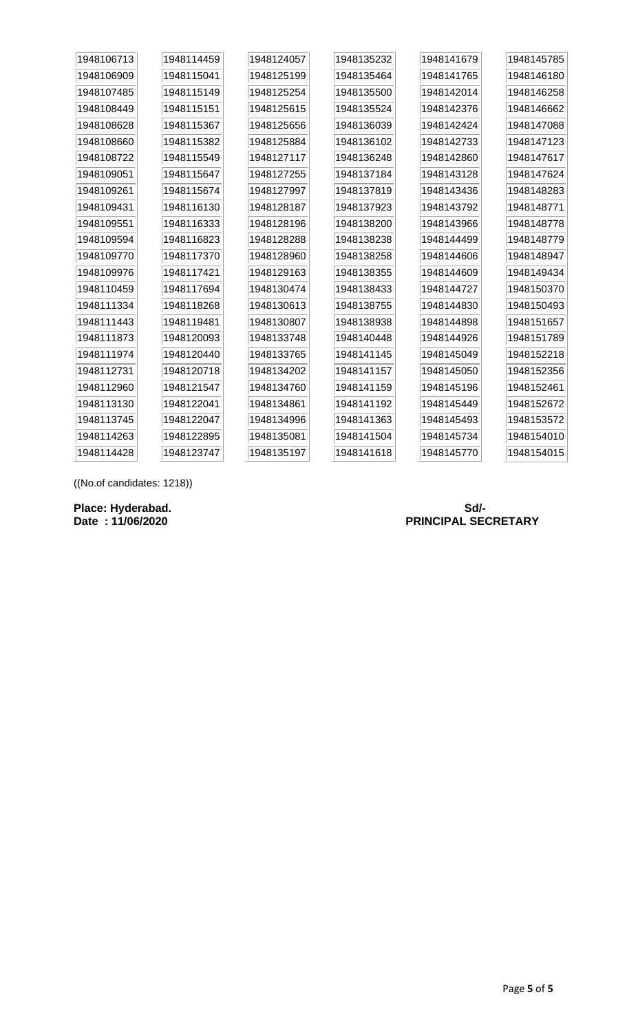| | | | | | |
|---|---|---|---|---|---|
| 1948106713 | 1948114459 | 1948124057 | 1948135232 | 1948141679 | 1948145785 |
| 1948106909 | 1948115041 | 1948125199 | 1948135464 | 1948141765 | 1948146180 |
| 1948107485 | 1948115149 | 1948125254 | 1948135500 | 1948142014 | 1948146258 |
| 1948108449 | 1948115151 | 1948125615 | 1948135524 | 1948142376 | 1948146662 |
| 1948108628 | 1948115367 | 1948125656 | 1948136039 | 1948142424 | 1948147088 |
| 1948108660 | 1948115382 | 1948125884 | 1948136102 | 1948142733 | 1948147123 |
| 1948108722 | 1948115549 | 1948127117 | 1948136248 | 1948142860 | 1948147617 |
| 1948109051 | 1948115647 | 1948127255 | 1948137184 | 1948143128 | 1948147624 |
| 1948109261 | 1948115674 | 1948127997 | 1948137819 | 1948143436 | 1948148283 |
| 1948109431 | 1948116130 | 1948128187 | 1948137923 | 1948143792 | 1948148771 |
| 1948109551 | 1948116333 | 1948128196 | 1948138200 | 1948143966 | 1948148778 |
| 1948109594 | 1948116823 | 1948128288 | 1948138238 | 1948144499 | 1948148779 |
| 1948109770 | 1948117370 | 1948128960 | 1948138258 | 1948144606 | 1948148947 |
| 1948109976 | 1948117421 | 1948129163 | 1948138355 | 1948144609 | 1948149434 |
| 1948110459 | 1948117694 | 1948130474 | 1948138433 | 1948144727 | 1948150370 |
| 1948111334 | 1948118268 | 1948130613 | 1948138755 | 1948144830 | 1948150493 |
| 1948111443 | 1948119481 | 1948130807 | 1948138938 | 1948144898 | 1948151657 |
| 1948111873 | 1948120093 | 1948133748 | 1948140448 | 1948144926 | 1948151789 |
| 1948111974 | 1948120440 | 1948133765 | 1948141145 | 1948145049 | 1948152218 |
| 1948112731 | 1948120718 | 1948134202 | 1948141157 | 1948145050 | 1948152356 |
| 1948112960 | 1948121547 | 1948134760 | 1948141159 | 1948145196 | 1948152461 |
| 1948113130 | 1948122041 | 1948134861 | 1948141192 | 1948145449 | 1948152672 |
| 1948113745 | 1948122047 | 1948134996 | 1948141363 | 1948145493 | 1948153572 |
| 1948114263 | 1948122895 | 1948135081 | 1948141504 | 1948145734 | 1948154010 |
| 1948114428 | 1948123747 | 1948135197 | 1948141618 | 1948145770 | 1948154015 |

((No.of candidates: 1218))

**Place: Hyderabad.**
**Date : 11/06/2020**

**Sd/-**
**PRINCIPAL SECRETARY**